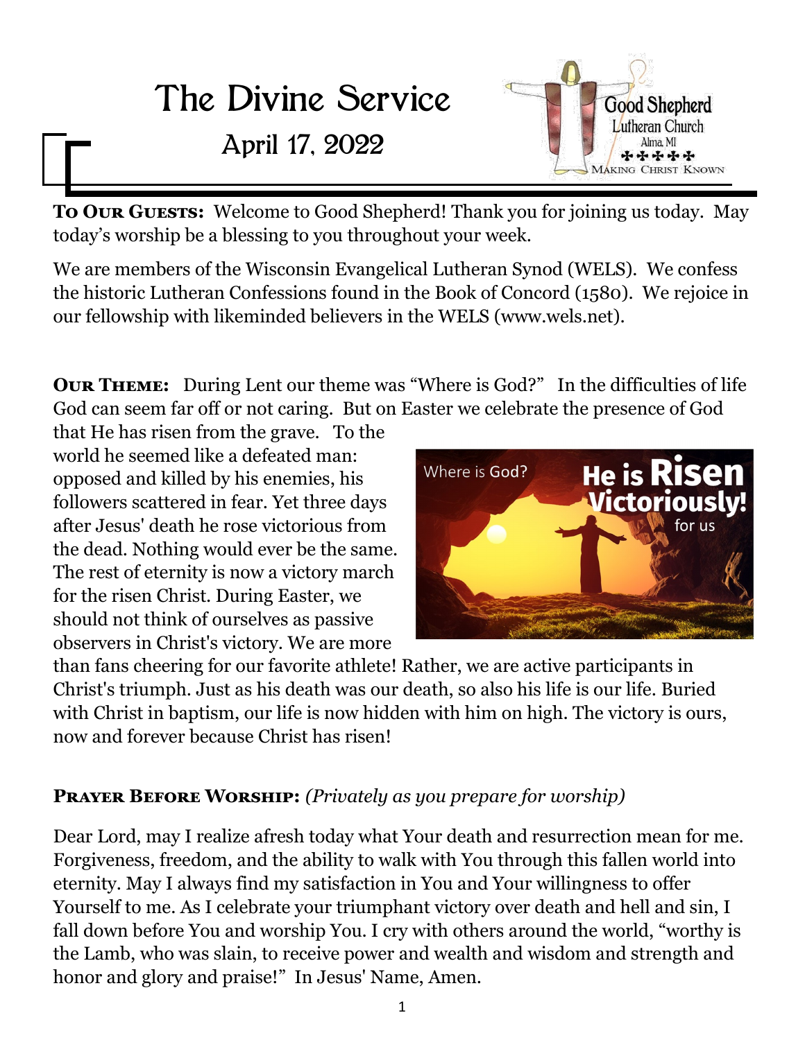# The Divine Service

## April 17, 2022

**To Our Guests:** Welcome to Good Shepherd! Thank you for joining us today. May today's worship be a blessing to you throughout your week.

We are members of the Wisconsin Evangelical Lutheran Synod (WELS). We confess the historic Lutheran Confessions found in the Book of Concord (1580). We rejoice in our fellowship with likeminded believers in the WELS (www.wels.net).

**Our Theme:** During Lent our theme was "Where is God?" In the difficulties of life God can seem far off or not caring. But on Easter we celebrate the presence of God that He has risen from the grave. To the world he seemed like a defeated man: opposed and killed by his enemies, his followers scattered in fear. Yet three days after Jesus' death he rose victorious from the dead. Nothing would ever be the same. The rest of eternity is now a victory march for the risen Christ. During Easter, we should not think of ourselves as passive observers in Christ's victory. We are more than fans cheering for our favorite athlete! Rather, we are active participants in Christ's triumph. Just as his death was our death, so also his life is our life. Buried with Christ in baptism, our life is now hidden with him on high. The victory is ours, now and forever because Christ has risen!

**Prayer Before Worship:** *(Privately as you prepare for worship)*

Dear Lord, may I realize afresh today what Your death and resurrection mean for me. Forgiveness, freedom, and the ability to walk with You through this fallen world into eternity. May I always find my satisfaction in You and Your willingness to offer Yourself to me. As I celebrate your triumphant victory over death and hell and sin, I fall down before You and worship You. I cry with others around the world, "worthy is the Lamb, who was slain, to receive power and wealth and wisdom and strength and honor and glory and praise!" In Jesus' Name, Amen.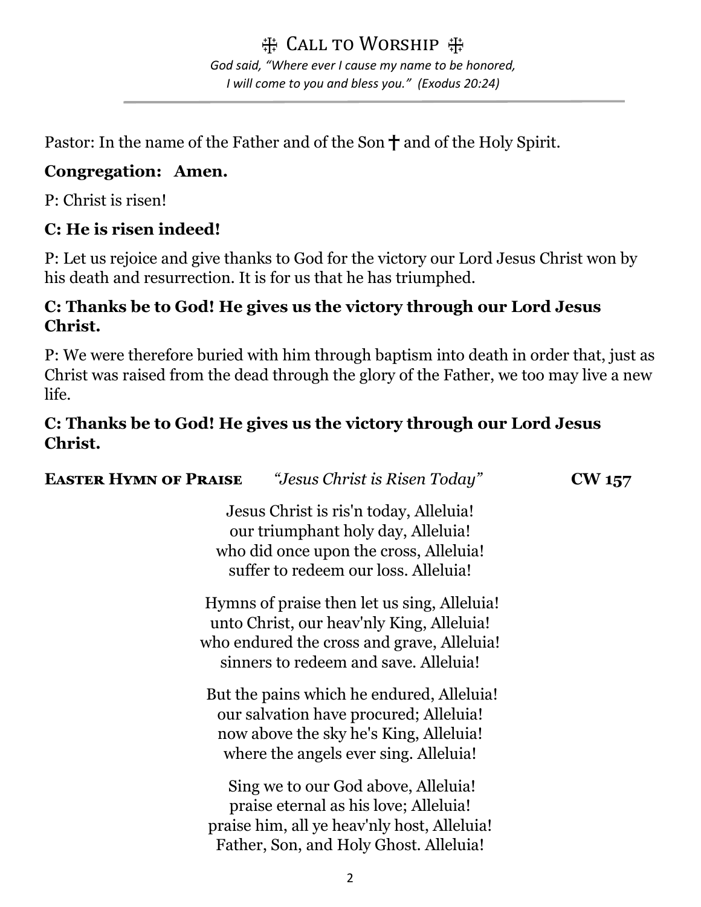# ☩ Call to Worship ☩

*God said, "Where ever I cause my name to be honored,*
*I will come to you and bless you." (Exodus 20:24)*

---

Pastor: In the name of the Father and of the Son ✝ and of the Holy Spirit.

**Congregation: Amen.**

P: Christ is risen!

**C: He is risen indeed!**

P: Let us rejoice and give thanks to God for the victory our Lord Jesus Christ won by his death and resurrection. It is for us that he has triumphed.

**C: Thanks be to God! He gives us the victory through our Lord Jesus Christ.**

P: We were therefore buried with him through baptism into death in order that, just as Christ was raised from the dead through the glory of the Father, we too may live a new life.

**C: Thanks be to God! He gives us the victory through our Lord Jesus Christ.**

**Easter Hymn of Praise** *"Jesus Christ is Risen Today"* **CW 157**

Jesus Christ is ris'n today, Alleluia!
our triumphant holy day, Alleluia!
who did once upon the cross, Alleluia!
suffer to redeem our loss. Alleluia!

Hymns of praise then let us sing, Alleluia!
unto Christ, our heav'nly King, Alleluia!
who endured the cross and grave, Alleluia!
sinners to redeem and save. Alleluia!

But the pains which he endured, Alleluia!
our salvation have procured; Alleluia!
now above the sky he's King, Alleluia!
where the angels ever sing. Alleluia!

Sing we to our God above, Alleluia!
praise eternal as his love; Alleluia!
praise him, all ye heav'nly host, Alleluia!
Father, Son, and Holy Ghost. Alleluia!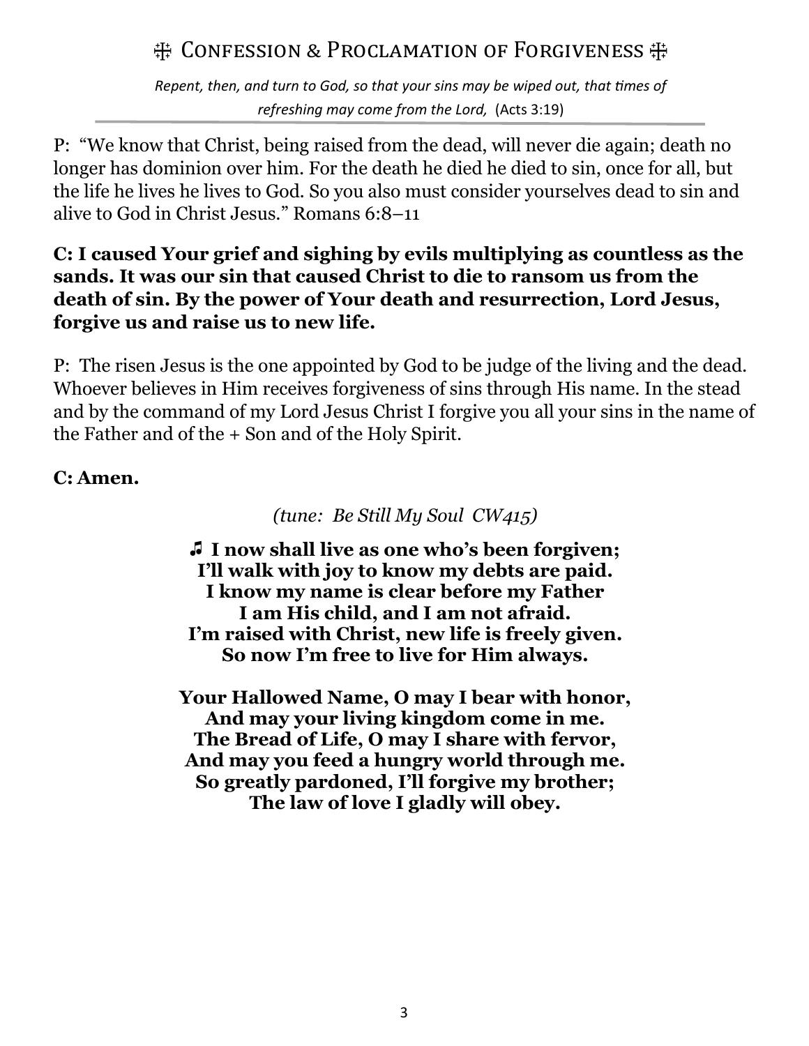## ☩ Confession & Proclamation of Forgiveness ☩

*Repent, then, and turn to God, so that your sins may be wiped out, that times of refreshing may come from the Lord,* (Acts 3:19)

P: "We know that Christ, being raised from the dead, will never die again; death no longer has dominion over him. For the death he died he died to sin, once for all, but the life he lives he lives to God. So you also must consider yourselves dead to sin and alive to God in Christ Jesus." Romans 6:8–11

**C: I caused Your grief and sighing by evils multiplying as countless as the sands. It was our sin that caused Christ to die to ransom us from the death of sin. By the power of Your death and resurrection, Lord Jesus, forgive us and raise us to new life.**

P: The risen Jesus is the one appointed by God to be judge of the living and the dead. Whoever believes in Him receives forgiveness of sins through His name. In the stead and by the command of my Lord Jesus Christ I forgive you all your sins in the name of the Father and of the + Son and of the Holy Spirit.

**C: Amen.**

*(tune: Be Still My Soul CW415)*

**♫ I now shall live as one who's been forgiven;**
**I'll walk with joy to know my debts are paid.**
**I know my name is clear before my Father**
**I am His child, and I am not afraid.**
**I'm raised with Christ, new life is freely given.**
**So now I'm free to live for Him always.**

**Your Hallowed Name, O may I bear with honor,**
**And may your living kingdom come in me.**
**The Bread of Life, O may I share with fervor,**
**And may you feed a hungry world through me.**
**So greatly pardoned, I'll forgive my brother;**
**The law of love I gladly will obey.**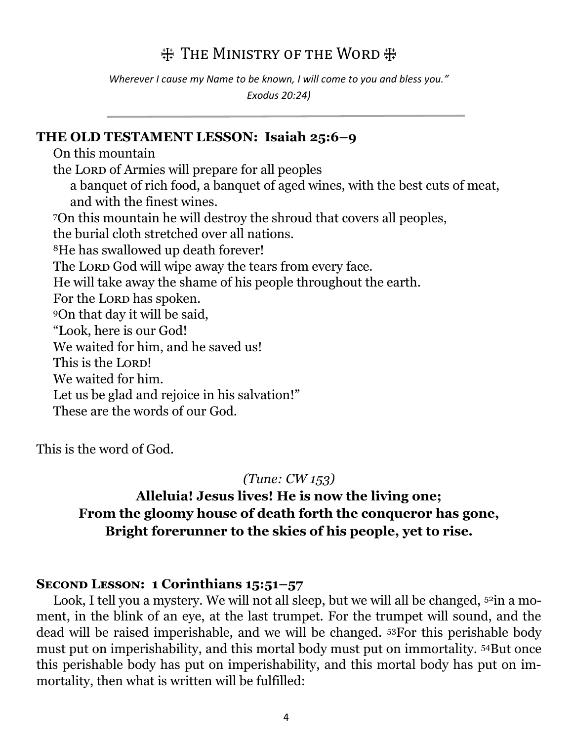# ☩ The Ministry of the Word ☩

*Wherever I cause my Name to be known, I will come to you and bless you."*
*Exodus 20:24)*

---

**THE OLD TESTAMENT LESSON: Isaiah 25:6–9**

On this mountain
the LORD of Armies will prepare for all peoples
a banquet of rich food, a banquet of aged wines, with the best cuts of meat, and with the finest wines.
7On this mountain he will destroy the shroud that covers all peoples,
the burial cloth stretched over all nations.
8He has swallowed up death forever!
The LORD God will wipe away the tears from every face.
He will take away the shame of his people throughout the earth.
For the LORD has spoken.
9On that day it will be said,
"Look, here is our God!
We waited for him, and he saved us!
This is the LORD!
We waited for him.
Let us be glad and rejoice in his salvation!"
These are the words of our God.

This is the word of God.

*(Tune: CW 153)*

**Alleluia! Jesus lives! He is now the living one;**
**From the gloomy house of death forth the conqueror has gone,**
**Bright forerunner to the skies of his people, yet to rise.**

**SECOND LESSON: 1 Corinthians 15:51–57**

Look, I tell you a mystery. We will not all sleep, but we will all be changed, 52in a moment, in the blink of an eye, at the last trumpet. For the trumpet will sound, and the dead will be raised imperishable, and we will be changed. 53For this perishable body must put on imperishability, and this mortal body must put on immortality. 54But once this perishable body has put on imperishability, and this mortal body has put on immortality, then what is written will be fulfilled: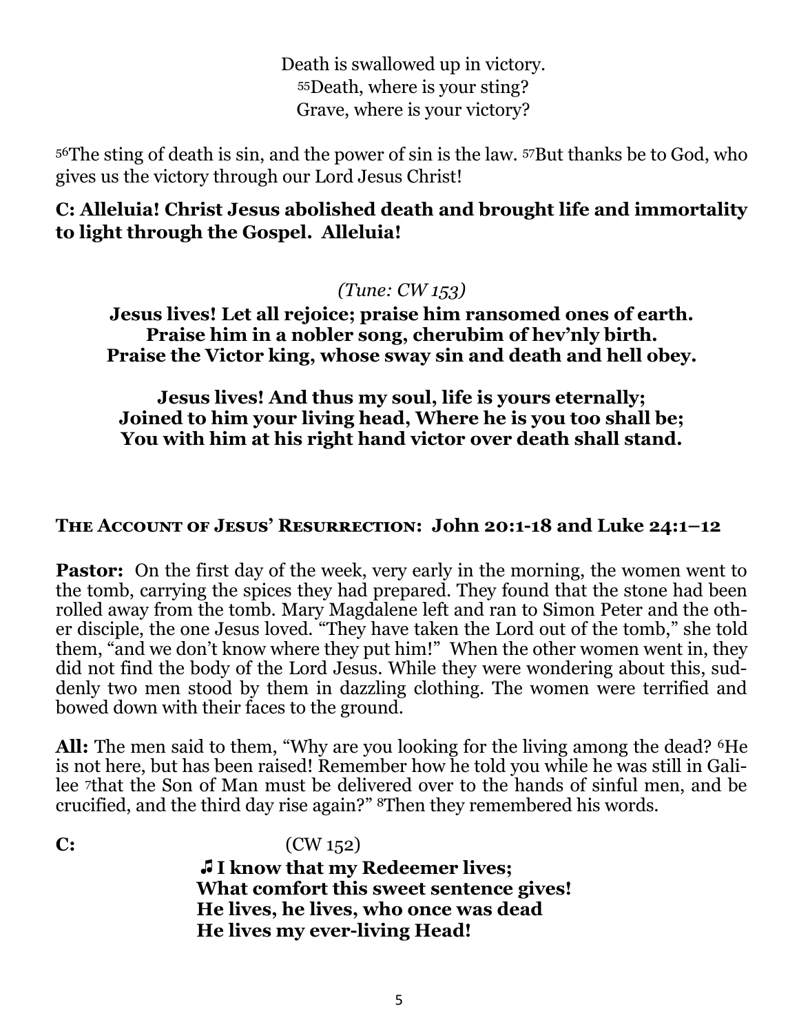Death is swallowed up in victory.
[55]Death, where is your sting?
Grave, where is your victory?

[56]The sting of death is sin, and the power of sin is the law. [57]But thanks be to God, who gives us the victory through our Lord Jesus Christ!

**C: Alleluia! Christ Jesus abolished death and brought life and immortality to light through the Gospel. Alleluia!**

*(Tune: CW 153)*

**Jesus lives! Let all rejoice; praise him ransomed ones of earth.
Praise him in a nobler song, cherubim of hev'nly birth.
Praise the Victor king, whose sway sin and death and hell obey.**

**Jesus lives! And thus my soul, life is yours eternally;
Joined to him your living head, Where he is you too shall be;
You with him at his right hand victor over death shall stand.**

## The Account of Jesus' Resurrection: John 20:1-18 and Luke 24:1–12

**Pastor:** On the first day of the week, very early in the morning, the women went to the tomb, carrying the spices they had prepared. They found that the stone had been rolled away from the tomb. Mary Magdalene left and ran to Simon Peter and the other disciple, the one Jesus loved. "They have taken the Lord out of the tomb," she told them, "and we don't know where they put him!" When the other women went in, they did not find the body of the Lord Jesus. While they were wondering about this, suddenly two men stood by them in dazzling clothing. The women were terrified and bowed down with their faces to the ground.

**All:** The men said to them, "Why are you looking for the living among the dead? [6]He is not here, but has been raised! Remember how he told you while he was still in Galilee [7]that the Son of Man must be delivered over to the hands of sinful men, and be crucified, and the third day rise again?" [8]Then they remembered his words.

**C:** (CW 152)

**♫ I know that my Redeemer lives;
What comfort this sweet sentence gives!
He lives, he lives, who once was dead
He lives my ever-living Head!**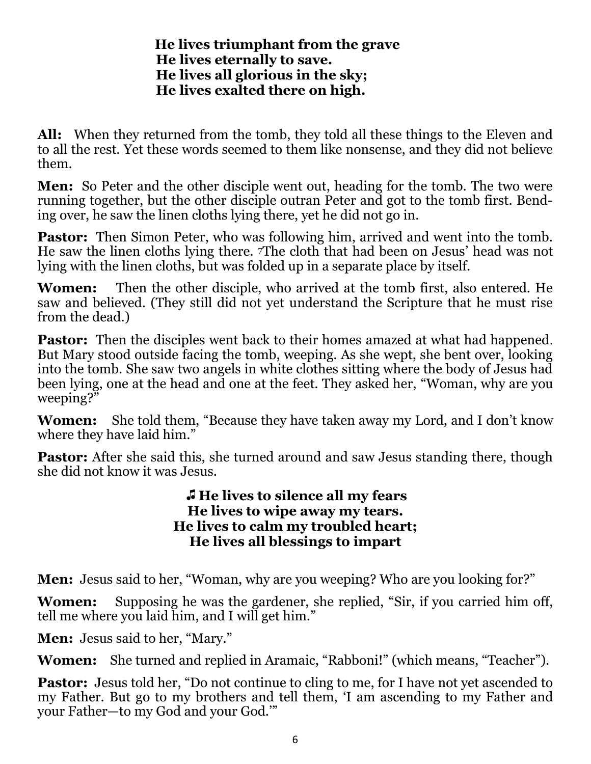**He lives triumphant from the grave**
**He lives eternally to save.**
**He lives all glorious in the sky;**
**He lives exalted there on high.**

**All:** When they returned from the tomb, they told all these things to the Eleven and to all the rest. Yet these words seemed to them like nonsense, and they did not believe them.

**Men:** So Peter and the other disciple went out, heading for the tomb. The two were running together, but the other disciple outran Peter and got to the tomb first. Bending over, he saw the linen cloths lying there, yet he did not go in.

**Pastor:** Then Simon Peter, who was following him, arrived and went into the tomb. He saw the linen cloths lying there. 7The cloth that had been on Jesus' head was not lying with the linen cloths, but was folded up in a separate place by itself.

**Women:** Then the other disciple, who arrived at the tomb first, also entered. He saw and believed. (They still did not yet understand the Scripture that he must rise from the dead.)

**Pastor:** Then the disciples went back to their homes amazed at what had happened. But Mary stood outside facing the tomb, weeping. As she wept, she bent over, looking into the tomb. She saw two angels in white clothes sitting where the body of Jesus had been lying, one at the head and one at the feet. They asked her, "Woman, why are you weeping?"

**Women:** She told them, "Because they have taken away my Lord, and I don't know where they have laid him."

**Pastor:** After she said this, she turned around and saw Jesus standing there, though she did not know it was Jesus.

**♫ He lives to silence all my fears**
**He lives to wipe away my tears.**
**He lives to calm my troubled heart;**
**He lives all blessings to impart**

**Men:** Jesus said to her, "Woman, why are you weeping? Who are you looking for?"

**Women:** Supposing he was the gardener, she replied, "Sir, if you carried him off, tell me where you laid him, and I will get him."

**Men:** Jesus said to her, "Mary."

**Women:** She turned and replied in Aramaic, "Rabboni!" (which means, "Teacher").

**Pastor:** Jesus told her, "Do not continue to cling to me, for I have not yet ascended to my Father. But go to my brothers and tell them, 'I am ascending to my Father and your Father—to my God and your God.'"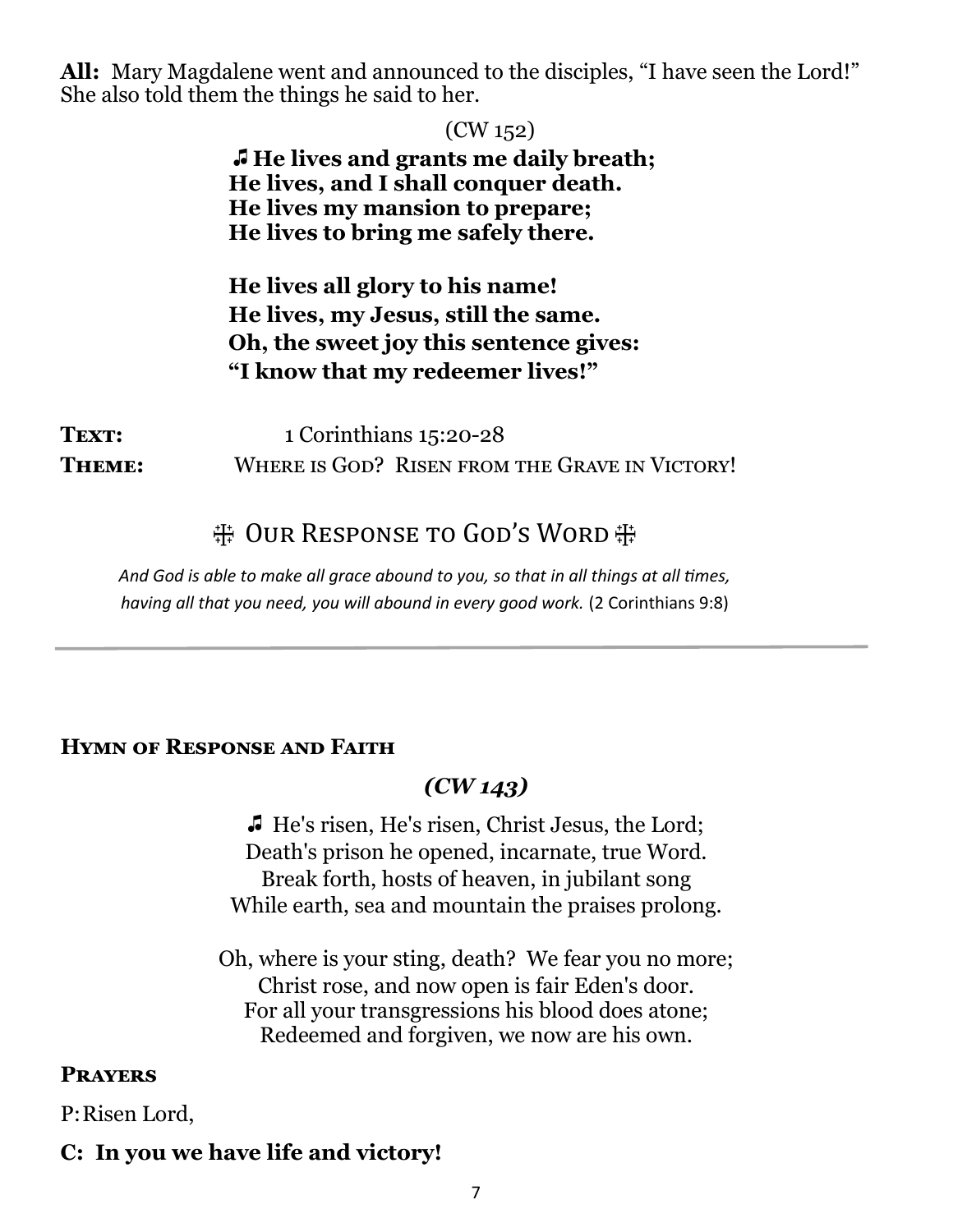**All:** Mary Magdalene went and announced to the disciples, "I have seen the Lord!" She also told them the things he said to her.

(CW 152)

**♫ He lives and grants me daily breath;**
**He lives, and I shall conquer death.**
**He lives my mansion to prepare;**
**He lives to bring me safely there.**

**He lives all glory to his name!**
**He lives, my Jesus, still the same.**
**Oh, the sweet joy this sentence gives:**
**"I know that my redeemer lives!"**

**Text:** 1 Corinthians 15:20-28
**Theme:** Where is God? Risen from the Grave in Victory!

## ☩ Our Response to God's Word ☩

*And God is able to make all grace abound to you, so that in all things at all times, having all that you need, you will abound in every good work.* (2 Corinthians 9:8)

---

### Hymn of Response and Faith

***(CW 143)***

♫ He's risen, He's risen, Christ Jesus, the Lord;
Death's prison he opened, incarnate, true Word.
Break forth, hosts of heaven, in jubilant song
While earth, sea and mountain the praises prolong.

Oh, where is your sting, death? We fear you no more;
Christ rose, and now open is fair Eden's door.
For all your transgressions his blood does atone;
Redeemed and forgiven, we now are his own.

### Prayers

P: Risen Lord,

**C: In you we have life and victory!**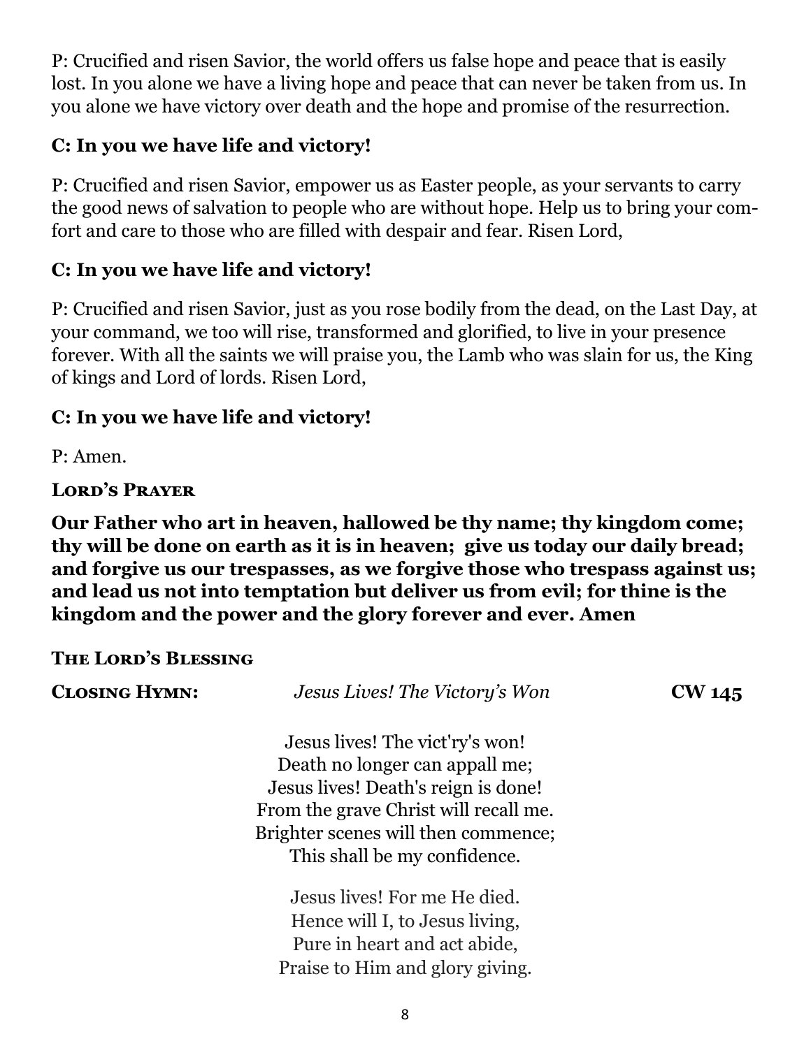P: Crucified and risen Savior, the world offers us false hope and peace that is easily lost. In you alone we have a living hope and peace that can never be taken from us. In you alone we have victory over death and the hope and promise of the resurrection.

**C: In you we have life and victory!**

P: Crucified and risen Savior, empower us as Easter people, as your servants to carry the good news of salvation to people who are without hope. Help us to bring your comfort and care to those who are filled with despair and fear. Risen Lord,

**C: In you we have life and victory!**

P: Crucified and risen Savior, just as you rose bodily from the dead, on the Last Day, at your command, we too will rise, transformed and glorified, to live in your presence forever. With all the saints we will praise you, the Lamb who was slain for us, the King of kings and Lord of lords. Risen Lord,

**C: In you we have life and victory!**

P: Amen.

**Lord's Prayer**

**Our Father who art in heaven, hallowed be thy name; thy kingdom come; thy will be done on earth as it is in heaven; give us today our daily bread; and forgive us our trespasses, as we forgive those who trespass against us; and lead us not into temptation but deliver us from evil; for thine is the kingdom and the power and the glory forever and ever. Amen**

**The Lord's Blessing**

**Closing Hymn:** *Jesus Lives! The Victory's Won* **CW 145**

Jesus lives! The vict'ry's won!
Death no longer can appall me;
Jesus lives! Death's reign is done!
From the grave Christ will recall me.
Brighter scenes will then commence;
This shall be my confidence.

Jesus lives! For me He died.
Hence will I, to Jesus living,
Pure in heart and act abide,
Praise to Him and glory giving.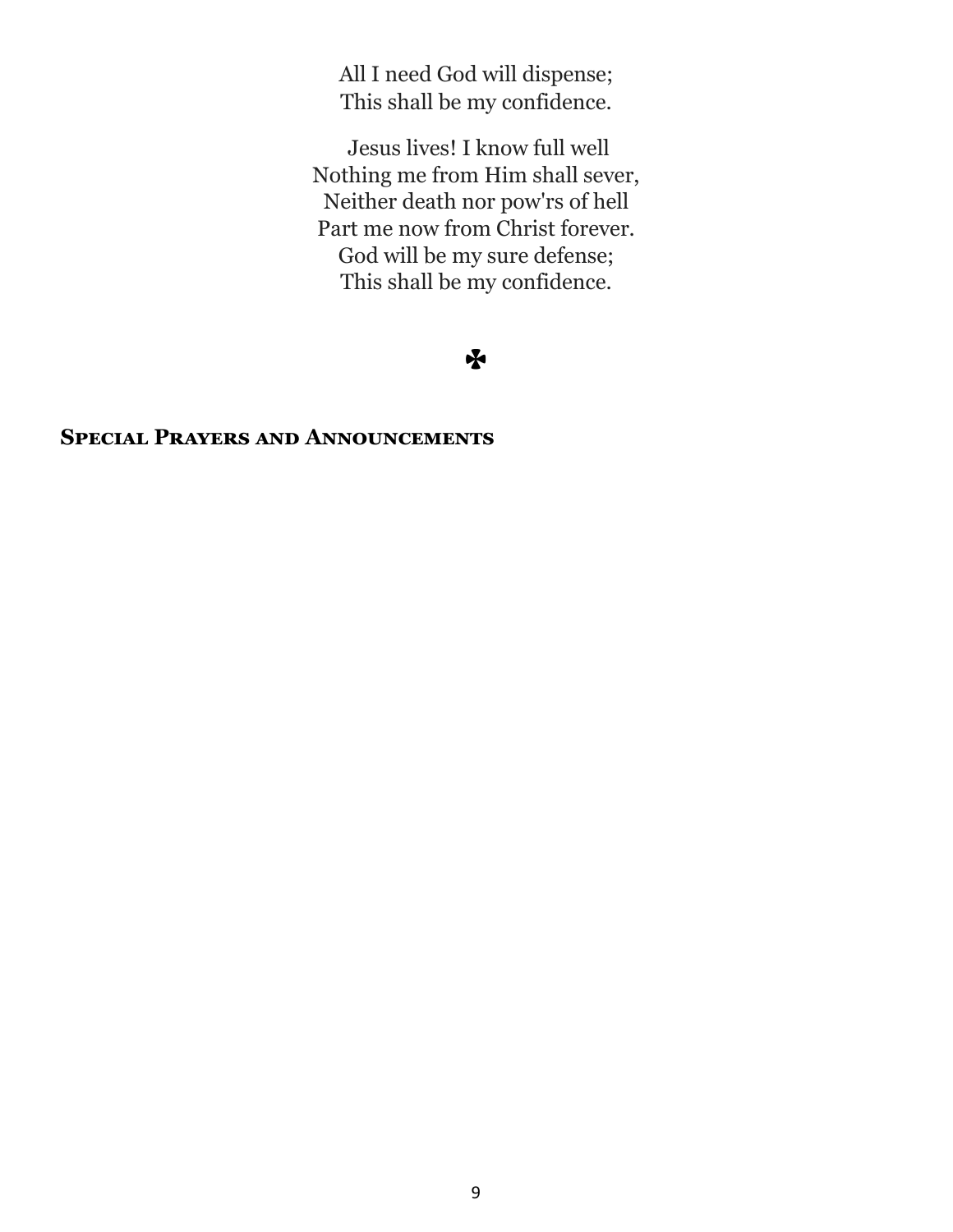All I need God will dispense;
This shall be my confidence.

Jesus lives! I know full well
Nothing me from Him shall sever,
Neither death nor pow'rs of hell
Part me now from Christ forever.
God will be my sure defense;
This shall be my confidence.

✠

## Special Prayers and Announcements